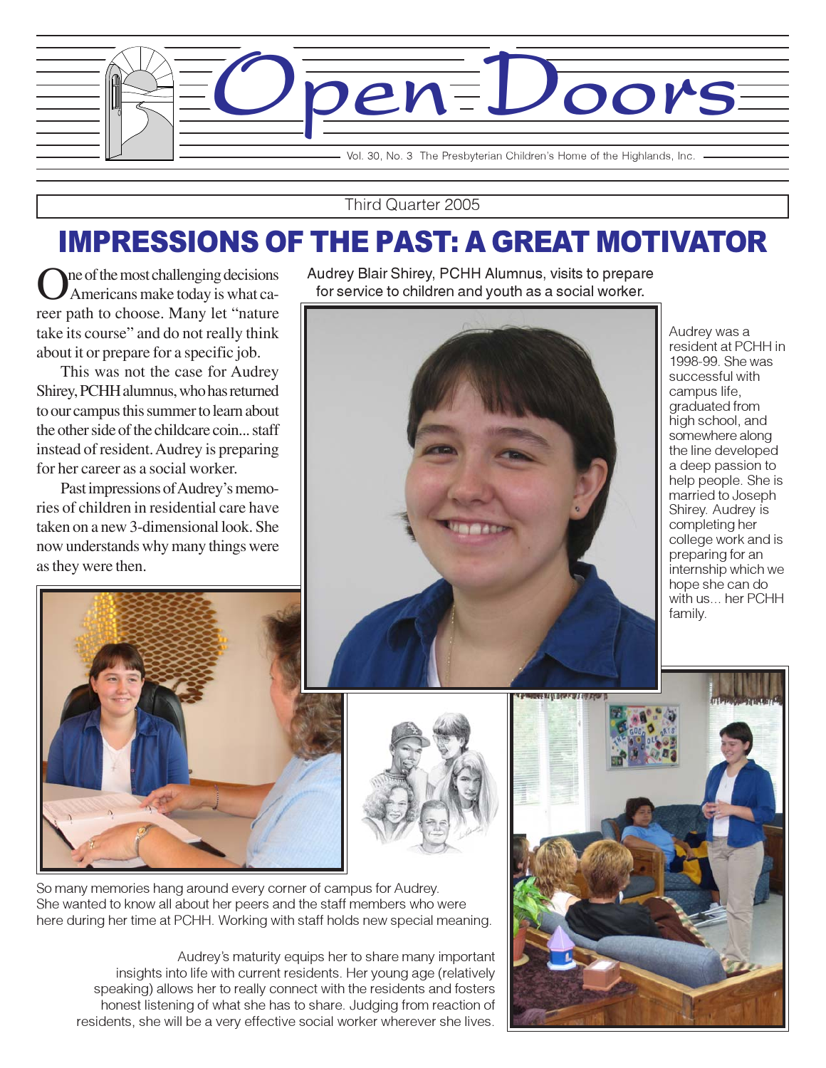# Open Doors

Vol. 30, No. 3 The Presbyterian Children's Home of the Highlands, Inc.

Third Quarter 2005

## IMPRESSIONS OF THE PAST: A GREAT MOTIVATOR

One of the most challenging decisions Americans make today is what career path to choose. Many let "nature take its course" and do not really think about it or prepare for a specific job.

This was not the case for Audrey Shirey, PCHH alumnus, who has returned to our campus this summer to learn about the other side of the childcare coin... staff instead of resident. Audrey is preparing for her career as a social worker.

Past impressions of Audrey's memories of children in residential care have taken on a new 3-dimensional look. She now understands why many things were as they were then.

Audrey Blair Shirey, PCHH Alumnus, visits to prepare for service to children and youth as a social worker.

Audrey was a resident at PCHH in 1998-99. She was successful with campus life, graduated from high school, and somewhere along the line developed a deep passion to help people. She is married to Joseph Shirey. Audrey is completing her college work and is preparing for an internship which we hope she can do with us... her PCHH family.

So many memories hang around every corner of campus for Audrey. She wanted to know all about her peers and the staff members who were here during her time at PCHH. Working with staff holds new special meaning.

Audrey's maturity equips her to share many important insights into life with current residents. Her young age (relatively speaking) allows her to really connect with the residents and fosters honest listening of what she has to share. Judging from reaction of residents, she will be a very effective social worker wherever she lives.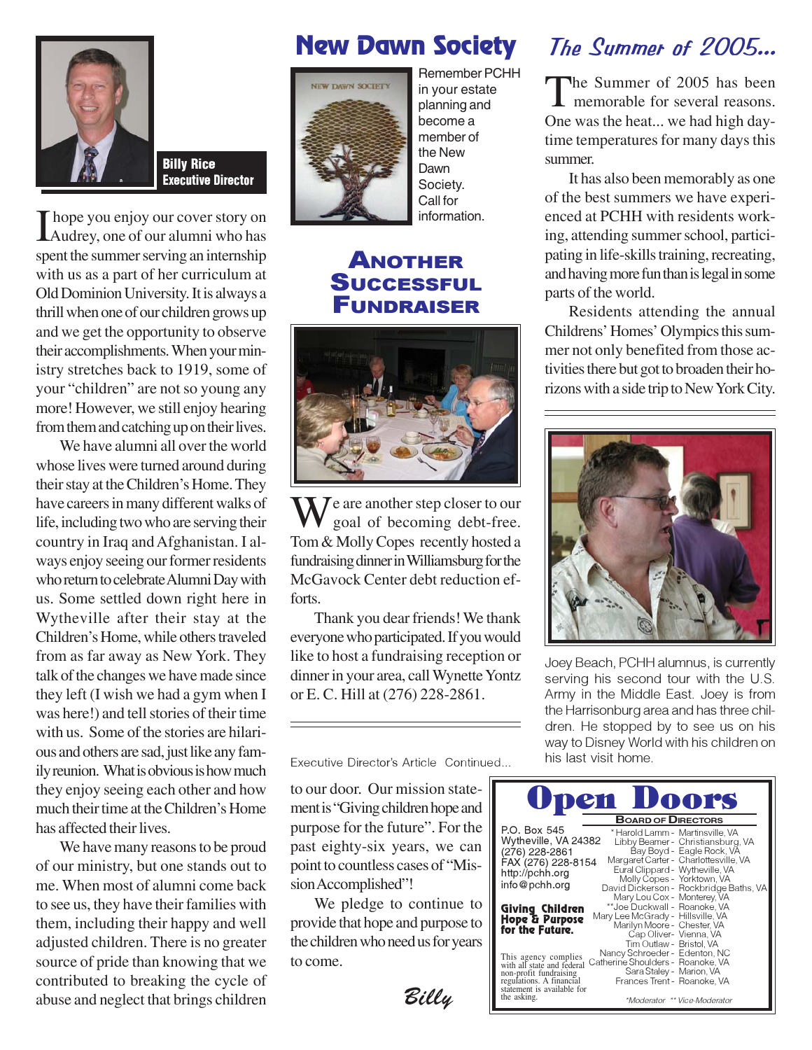**Billy Rice**
**Executive Director**

I hope you enjoy our cover story on Audrey, one of our alumni who has spent the summer serving an internship with us as a part of her curriculum at Old Dominion University. It is always a thrill when one of our children grows up and we get the opportunity to observe their accomplishments. When your ministry stretches back to 1919, some of your "children" are not so young any more! However, we still enjoy hearing from them and catching up on their lives.

We have alumni all over the world whose lives were turned around during their stay at the Children's Home. They have careers in many different walks of life, including two who are serving their country in Iraq and Afghanistan. I always enjoy seeing our former residents who return to celebrate Alumni Day with us. Some settled down right here in Wytheville after their stay at the Children's Home, while others traveled from as far away as New York. They talk of the changes we have made since they left (I wish we had a gym when I was here!) and tell stories of their time with us. Some of the stories are hilarious and others are sad, just like any family reunion. What is obvious is how much they enjoy seeing each other and how much their time at the Children's Home has affected their lives.

We have many reasons to be proud of our ministry, but one stands out to me. When most of alumni come back to see us, they have their families with them, including their happy and well adjusted children. There is no greater source of pride than knowing that we contributed to breaking the cycle of abuse and neglect that brings children

*Executive Director's Article Continued...*

to our door. Our mission statement is "Giving children hope and purpose for the future". For the past eighty-six years, we can point to countless cases of "Mission Accomplished"!

We pledge to continue to provide that hope and purpose to the children who need us for years to come.

*Billy*

# New Dawn Society

Remember PCHH in your estate planning and become a member of the New Dawn Society. Call for information.

## Another Successful Fundraiser

We are another step closer to our goal of becoming debt-free. Tom & Molly Copes recently hosted a fundraising dinner in Williamsburg for the McGavock Center debt reduction efforts.

Thank you dear friends! We thank everyone who participated. If you would like to host a fundraising reception or dinner in your area, call Wynette Yontz or E. C. Hill at (276) 228-2861.

# *The Summer of 2005...*

The Summer of 2005 has been memorable for several reasons. One was the heat... we had high daytime temperatures for many days this summer.

It has also been memorably as one of the best summers we have experienced at PCHH with residents working, attending summer school, participating in life-skills training, recreating, and having more fun than is legal in some parts of the world.

Residents attending the annual Childrens' Homes' Olympics this summer not only benefited from those activities there but got to broaden their horizons with a side trip to New York City.

Joey Beach, PCHH alumnus, is currently serving his second tour with the U.S. Army in the Middle East. Joey is from the Harrisonburg area and has three children. He stopped by to see us on his way to Disney World with his children on his last visit home.

# Open Doors

P.O. Box 545
Wytheville, VA 24382
(276) 228-2861
FAX (276) 228-8154
http://pchh.org
info@pchh.org

**Giving Children Hope & Purpose for the Future.**

This agency complies with all state and federal non-profit fundraising regulations. A financial statement is available for the asking.

**Board of Directors**

*Harold Lamm - Martinsville, VA
Libby Beamer - Christiansburg, VA
Bay Boyd - Eagle Rock, VA
Margaret Carter - Charlottesville, VA
Eural Clippard - Wytheville, VA
Molly Copes - Yorktown, VA
David Dickerson - Rockbridge Baths, VA
Mary Lou Cox - Monterey, VA
**Joe Duckwall - Roanoke, VA
Mary Lee McGrady - Hillsville, VA
Marilyn Moore - Chester, VA
Cap Oliver - Vienna, VA
Tim Outlaw - Bristol, VA
Nancy Schroeder - Edenton, NC
Catherine Shoulders - Roanoke, VA
Sara Staley - Marion, VA
Frances Trent - Roanoke, VA

*\*Moderator \*\* Vice-Moderator*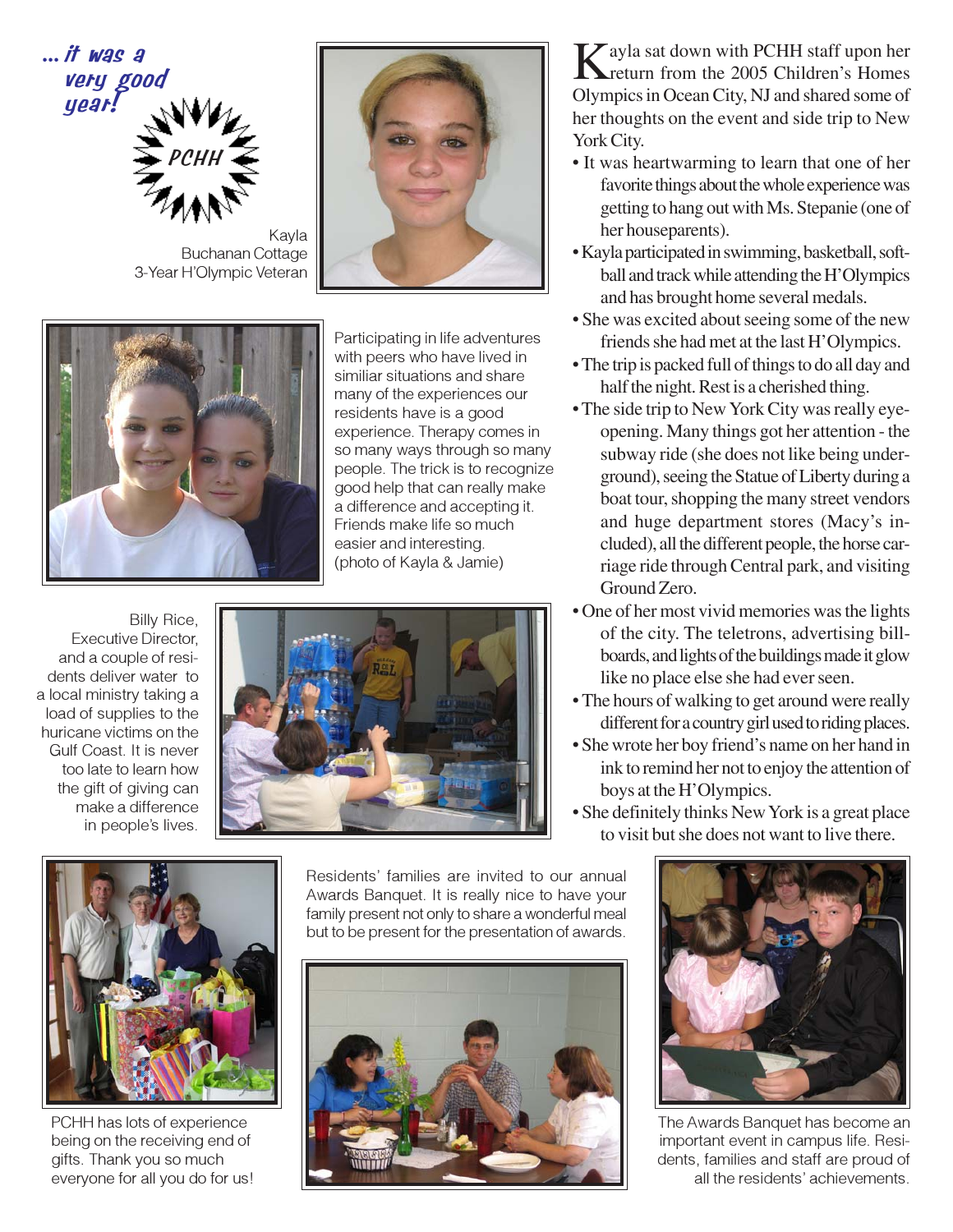*...it was a very good year!*

PCHH

Kayla
Buchanan Cottage
3-Year H'Olympic Veteran

Participating in life adventures with peers who have lived in similiar situations and share many of the experiences our residents have is a good experience. Therapy comes in so many ways through so many people. The trick is to recognize good help that can really make a difference and accepting it. Friends make life so much easier and interesting. (photo of Kayla & Jamie)

Kayla sat down with PCHH staff upon her return from the 2005 Children's Homes Olympics in Ocean City, NJ and shared some of her thoughts on the event and side trip to New York City.

- It was heartwarming to learn that one of her favorite things about the whole experience was getting to hang out with Ms. Stepanie (one of her houseparents).
- Kayla participated in swimming, basketball, softball and track while attending the H'Olympics and has brought home several medals.
- She was excited about seeing some of the new friends she had met at the last H'Olympics.
- The trip is packed full of things to do all day and half the night. Rest is a cherished thing.
- The side trip to New York City was really eye-opening. Many things got her attention - the subway ride (she does not like being underground), seeing the Statue of Liberty during a boat tour, shopping the many street vendors and huge department stores (Macy's included), all the different people, the horse carriage ride through Central park, and visiting Ground Zero.
- One of her most vivid memories was the lights of the city. The teletrons, advertising billboards, and lights of the buildings made it glow like no place else she had ever seen.
- The hours of walking to get around were really different for a country girl used to riding places.
- She wrote her boy friend's name on her hand in ink to remind her not to enjoy the attention of boys at the H'Olympics.
- She definitely thinks New York is a great place to visit but she does not want to live there.

Billy Rice, Executive Director, and a couple of residents deliver water to a local ministry taking a load of supplies to the huricane victims on the Gulf Coast. It is never too late to learn how the gift of giving can make a difference in people's lives.

PCHH has lots of experience being on the receiving end of gifts. Thank you so much everyone for all you do for us!

Residents' families are invited to our annual Awards Banquet. It is really nice to have your family present not only to share a wonderful meal but to be present for the presentation of awards.

The Awards Banquet has become an important event in campus life. Residents, families and staff are proud of all the residents' achievements.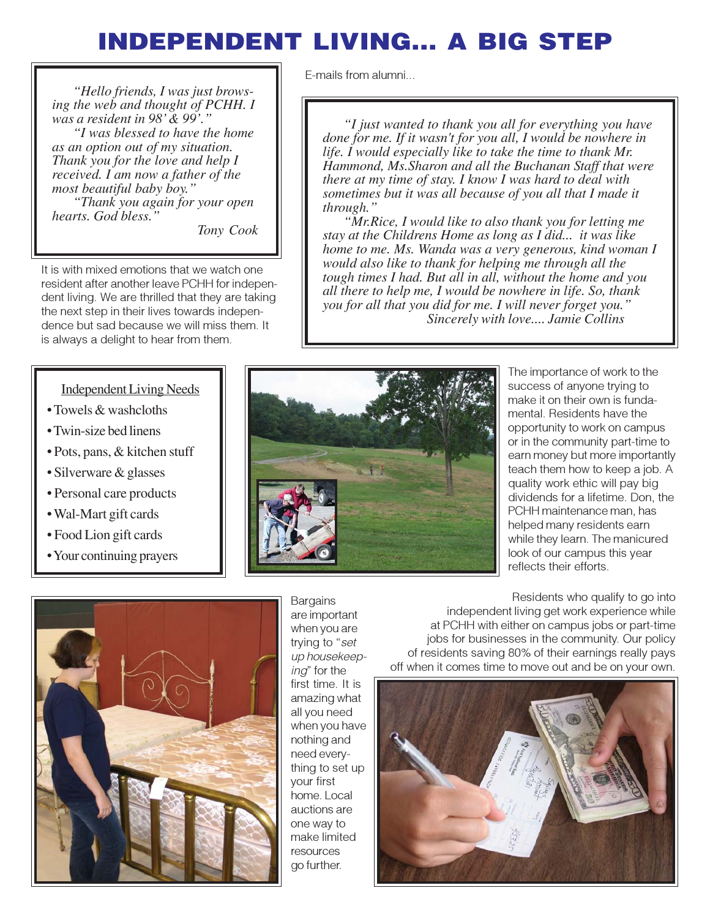# INDEPENDENT LIVING... A BIG STEP

*"Hello friends, I was just browsing the web and thought of PCHH. I was a resident in 98' & 99'."*

*"I was blessed to have the home as an option out of my situation. Thank you for the love and help I received. I am now a father of the most beautiful baby boy."*

*"Thank you again for your open hearts. God bless."*

*Tony Cook*

It is with mixed emotions that we watch one resident after another leave PCHH for independent living. We are thrilled that they are taking the next step in their lives towards independence but sad because we will miss them. It is always a delight to hear from them.

E-mails from alumni...

*"I just wanted to thank you all for everything you have done for me. If it wasn't for you all, I would be nowhere in life. I would especially like to take the time to thank Mr. Hammond, Ms.Sharon and all the Buchanan Staff that were there at my time of stay. I know I was hard to deal with sometimes but it was all because of you all that I made it through."*

*"Mr.Rice, I would like to also thank you for letting me stay at the Childrens Home as long as I did... it was like home to me. Ms. Wanda was a very generous, kind woman I would also like to thank for helping me through all the tough times I had. But all in all, without the home and you all there to help me, I would be nowhere in life. So, thank you for all that you did for me. I will never forget you."*

*Sincerely with love.... Jamie Collins*

Independent Living Needs

- Towels & washcloths
- Twin-size bed linens
- Pots, pans, & kitchen stuff
- Silverware & glasses
- Personal care products
- Wal-Mart gift cards
- Food Lion gift cards
- Your continuing prayers

The importance of work to the success of anyone trying to make it on their own is fundamental. Residents have the opportunity to work on campus or in the community part-time to earn money but more importantly teach them how to keep a job. A quality work ethic will pay big dividends for a lifetime. Don, the PCHH maintenance man, has helped many residents earn while they learn. The manicured look of our campus this year reflects their efforts.

Bargains are important when you are trying to "*set up housekeeping*" for the first time. It is amazing what all you need when you have nothing and need everything to set up your first home. Local auctions are one way to make limited resources go further.

Residents who qualify to go into independent living get work experience while at PCHH with either on campus jobs or part-time jobs for businesses in the community. Our policy of residents saving 80% of their earnings really pays off when it comes time to move out and be on your own.